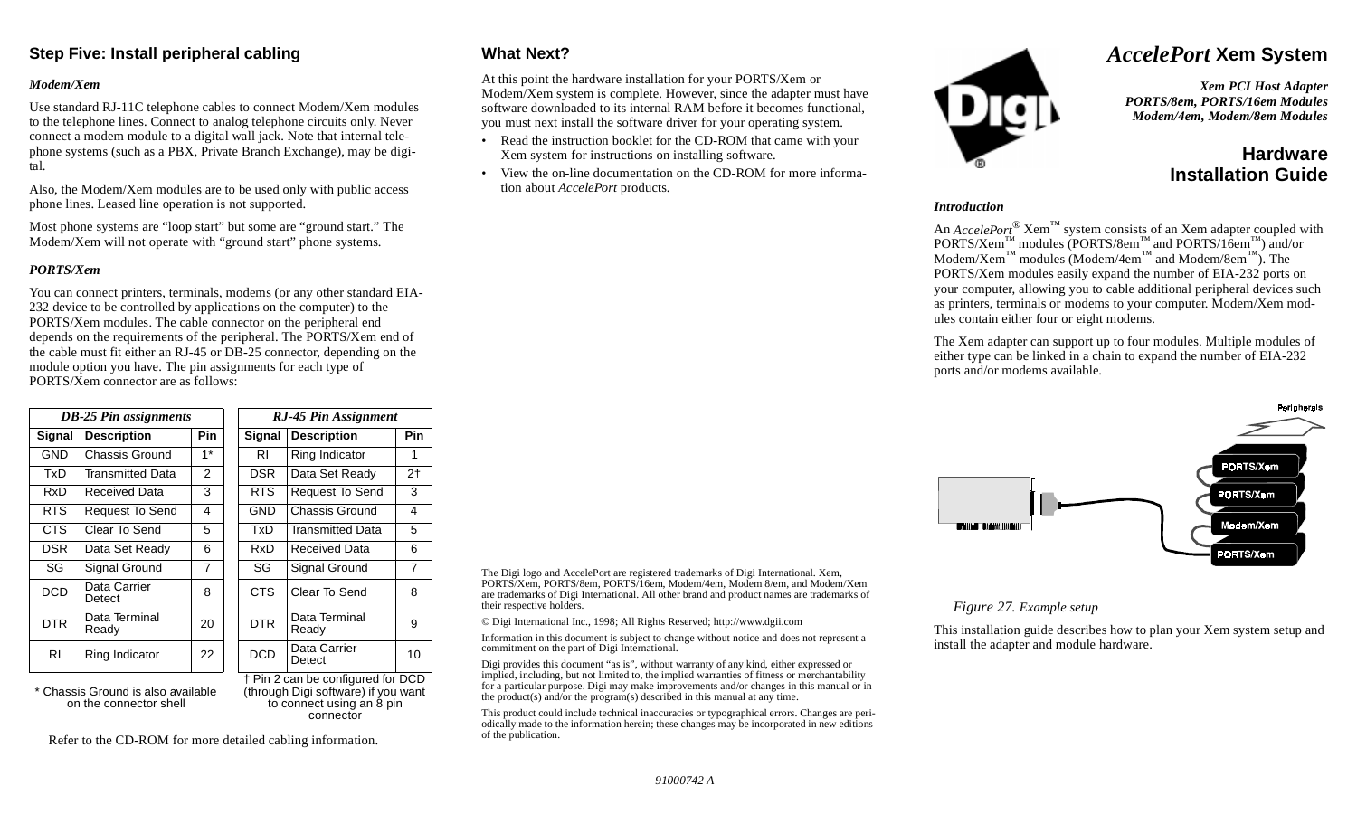# *AccelePort* Xem System

***Xem PCI Host Adapter***
***PORTS/8em, PORTS/16em Modules***
***Modem/4em, Modem/8em Modules***

## Hardware Installation Guide

### *Introduction*

An *AccelePort*® Xem™ system consists of an Xem adapter coupled with PORTS/Xem™ modules (PORTS/8em™ and PORTS/16em™) and/or Modem/Xem™ modules (Modem/4em™ and Modem/8em™). The PORTS/Xem modules easily expand the number of EIA-232 ports on your computer, allowing you to cable additional peripheral devices such as printers, terminals or modems to your computer. Modem/Xem modules contain either four or eight modems.

The Xem adapter can support up to four modules. Multiple modules of either type can be linked in a chain to expand the number of EIA-232 ports and/or modems available.

*Figure 27. Example setup*

This installation guide describes how to plan your Xem system setup and install the adapter and module hardware.

## Step Five: Install peripheral cabling

### *Modem/Xem*

Use standard RJ-11C telephone cables to connect Modem/Xem modules to the telephone lines. Connect to analog telephone circuits only. Never connect a modem module to a digital wall jack. Note that internal telephone systems (such as a PBX, Private Branch Exchange), may be digital.

Also, the Modem/Xem modules are to be used only with public access phone lines. Leased line operation is not supported.

Most phone systems are "loop start" but some are "ground start." The Modem/Xem will not operate with "ground start" phone systems.

### *PORTS/Xem*

You can connect printers, terminals, modems (or any other standard EIA-232 device to be controlled by applications on the computer) to the PORTS/Xem modules. The cable connector on the peripheral end depends on the requirements of the peripheral. The PORTS/Xem end of the cable must fit either an RJ-45 or DB-25 connector, depending on the module option you have. The pin assignments for each type of PORTS/Xem connector are as follows:

***DB-25 Pin assignments***

| Signal | Description | Pin |
|---|---|---|
| GND | Chassis Ground | 1* |
| TxD | Transmitted Data | 2 |
| RxD | Received Data | 3 |
| RTS | Request To Send | 4 |
| CTS | Clear To Send | 5 |
| DSR | Data Set Ready | 6 |
| SG | Signal Ground | 7 |
| DCD | Data Carrier Detect | 8 |
| DTR | Data Terminal Ready | 20 |
| RI | Ring Indicator | 22 |

\* Chassis Ground is also available on the connector shell

***RJ-45 Pin Assignment***

| Signal | Description | Pin |
|---|---|---|
| RI | Ring Indicator | 1 |
| DSR | Data Set Ready | 2† |
| RTS | Request To Send | 3 |
| GND | Chassis Ground | 4 |
| TxD | Transmitted Data | 5 |
| RxD | Received Data | 6 |
| SG | Signal Ground | 7 |
| CTS | Clear To Send | 8 |
| DTR | Data Terminal Ready | 9 |
| DCD | Data Carrier Detect | 10 |

† Pin 2 can be configured for DCD (through Digi software) if you want to connect using an 8 pin connector

Refer to the CD-ROM for more detailed cabling information.

## What Next?

At this point the hardware installation for your PORTS/Xem or Modem/Xem system is complete. However, since the adapter must have software downloaded to its internal RAM before it becomes functional, you must next install the software driver for your operating system.

- Read the instruction booklet for the CD-ROM that came with your Xem system for instructions on installing software.
- View the on-line documentation on the CD-ROM for more information about *AccelePort* products.

The Digi logo and AccelePort are registered trademarks of Digi International. Xem, PORTS/Xem, PORTS/8em, PORTS/16em, Modem/4em, Modem 8/em, and Modem/Xem are trademarks of Digi International. All other brand and product names are trademarks of their respective holders.

© Digi International Inc., 1998; All Rights Reserved; http://www.dgii.com

Information in this document is subject to change without notice and does not represent a commitment on the part of Digi International.

Digi provides this document "as is", without warranty of any kind, either expressed or implied, including, but not limited to, the implied warranties of fitness or merchantability for a particular purpose. Digi may make improvements and/or changes in this manual or in the product(s) and/or the program(s) described in this manual at any time.

This product could include technical inaccuracies or typographical errors. Changes are periodically made to the information herein; these changes may be incorporated in new editions of the publication.

*91000742 A*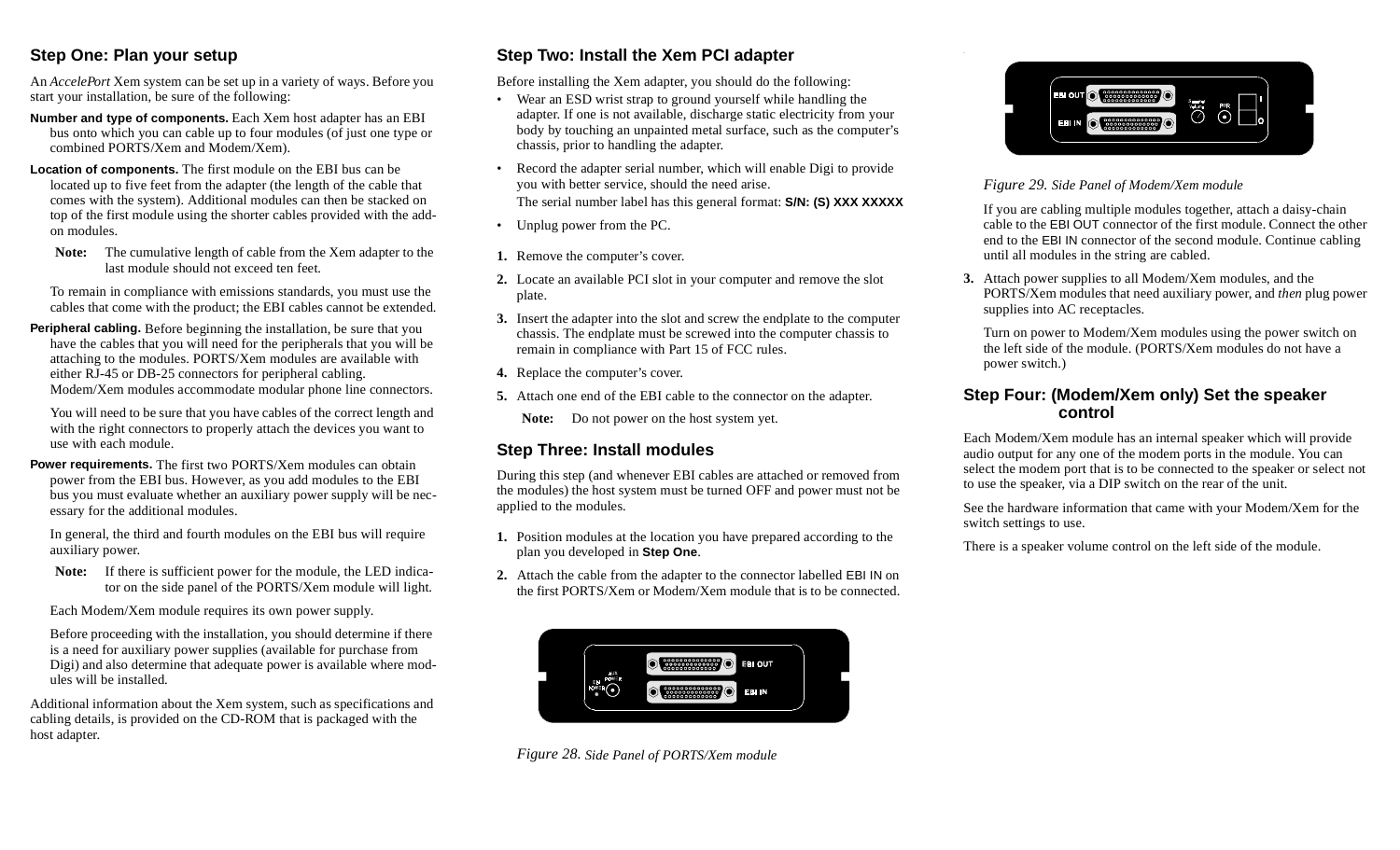## Step One: Plan your setup

An *AccelePort* Xem system can be set up in a variety of ways. Before you start your installation, be sure of the following:

**Number and type of components.** Each Xem host adapter has an EBI bus onto which you can cable up to four modules (of just one type or combined PORTS/Xem and Modem/Xem).

**Location of components.** The first module on the EBI bus can be located up to five feet from the adapter (the length of the cable that comes with the system). Additional modules can then be stacked on top of the first module using the shorter cables provided with the add-on modules.

**Note:** The cumulative length of cable from the Xem adapter to the last module should not exceed ten feet.

To remain in compliance with emissions standards, you must use the cables that come with the product; the EBI cables cannot be extended.

**Peripheral cabling.** Before beginning the installation, be sure that you have the cables that you will need for the peripherals that you will be attaching to the modules. PORTS/Xem modules are available with either RJ-45 or DB-25 connectors for peripheral cabling. Modem/Xem modules accommodate modular phone line connectors.

You will need to be sure that you have cables of the correct length and with the right connectors to properly attach the devices you want to use with each module.

**Power requirements.** The first two PORTS/Xem modules can obtain power from the EBI bus. However, as you add modules to the EBI bus you must evaluate whether an auxiliary power supply will be necessary for the additional modules.

In general, the third and fourth modules on the EBI bus will require auxiliary power.

**Note:** If there is sufficient power for the module, the LED indicator on the side panel of the PORTS/Xem module will light.

Each Modem/Xem module requires its own power supply.

Before proceeding with the installation, you should determine if there is a need for auxiliary power supplies (available for purchase from Digi) and also determine that adequate power is available where modules will be installed.

Additional information about the Xem system, such as specifications and cabling details, is provided on the CD-ROM that is packaged with the host adapter.

## Step Two: Install the Xem PCI adapter

Before installing the Xem adapter, you should do the following:

- Wear an ESD wrist strap to ground yourself while handling the adapter. If one is not available, discharge static electricity from your body by touching an unpainted metal surface, such as the computer's chassis, prior to handling the adapter.
- Record the adapter serial number, which will enable Digi to provide you with better service, should the need arise.

  The serial number label has this general format: **S/N: (S) XXX XXXXX**
- Unplug power from the PC.

1. Remove the computer's cover.
2. Locate an available PCI slot in your computer and remove the slot plate.
3. Insert the adapter into the slot and screw the endplate to the computer chassis. The endplate must be screwed into the computer chassis to remain in compliance with Part 15 of FCC rules.
4. Replace the computer's cover.
5. Attach one end of the EBI cable to the connector on the adapter.

   **Note:** Do not power on the host system yet.

## Step Three: Install modules

During this step (and whenever EBI cables are attached or removed from the modules) the host system must be turned OFF and power must not be applied to the modules.

1. Position modules at the location you have prepared according to the plan you developed in **Step One**.
2. Attach the cable from the adapter to the connector labelled EBI IN on the first PORTS/Xem or Modem/Xem module that is to be connected.

*Figure 28. Side Panel of PORTS/Xem module*

*Figure 29. Side Panel of Modem/Xem module*

If you are cabling multiple modules together, attach a daisy-chain cable to the EBI OUT connector of the first module. Connect the other end to the EBI IN connector of the second module. Continue cabling until all modules in the string are cabled.

3. Attach power supplies to all Modem/Xem modules, and the PORTS/Xem modules that need auxiliary power, and *then* plug power supplies into AC receptacles.

   Turn on power to Modem/Xem modules using the power switch on the left side of the module. (PORTS/Xem modules do not have a power switch.)

## Step Four: (Modem/Xem only) Set the speaker control

Each Modem/Xem module has an internal speaker which will provide audio output for any one of the modem ports in the module. You can select the modem port that is to be connected to the speaker or select not to use the speaker, via a DIP switch on the rear of the unit.

See the hardware information that came with your Modem/Xem for the switch settings to use.

There is a speaker volume control on the left side of the module.